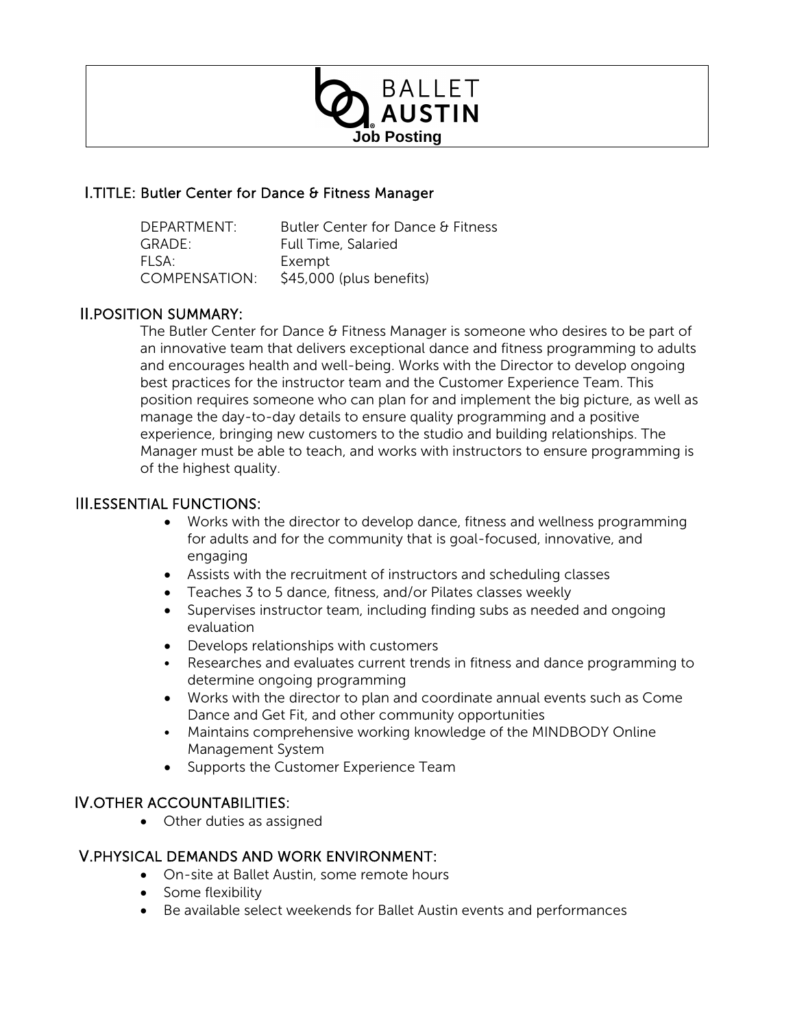BALLET AUSTIN

**Job Posting**

## I. TITLE: Butler Center for Dance & Fitness Manager

| | |
|---|---|
| DEPARTMENT: | Butler Center for Dance & Fitness |
| GRADE: | Full Time, Salaried |
| FLSA: | Exempt |
| COMPENSATION: | $45,000 (plus benefits) |

## II. POSITION SUMMARY:

The Butler Center for Dance & Fitness Manager is someone who desires to be part of an innovative team that delivers exceptional dance and fitness programming to adults and encourages health and well-being. Works with the Director to develop ongoing best practices for the instructor team and the Customer Experience Team. This position requires someone who can plan for and implement the big picture, as well as manage the day-to-day details to ensure quality programming and a positive experience, bringing new customers to the studio and building relationships. The Manager must be able to teach, and works with instructors to ensure programming is of the highest quality.

## III. ESSENTIAL FUNCTIONS:

- Works with the director to develop dance, fitness and wellness programming for adults and for the community that is goal-focused, innovative, and engaging
- Assists with the recruitment of instructors and scheduling classes
- Teaches 3 to 5 dance, fitness, and/or Pilates classes weekly
- Supervises instructor team, including finding subs as needed and ongoing evaluation
- Develops relationships with customers
- Researches and evaluates current trends in fitness and dance programming to determine ongoing programming
- Works with the director to plan and coordinate annual events such as Come Dance and Get Fit, and other community opportunities
- Maintains comprehensive working knowledge of the MINDBODY Online Management System
- Supports the Customer Experience Team

## IV. OTHER ACCOUNTABILITIES:

- Other duties as assigned

## V. PHYSICAL DEMANDS AND WORK ENVIRONMENT:

- On-site at Ballet Austin, some remote hours
- Some flexibility
- Be available select weekends for Ballet Austin events and performances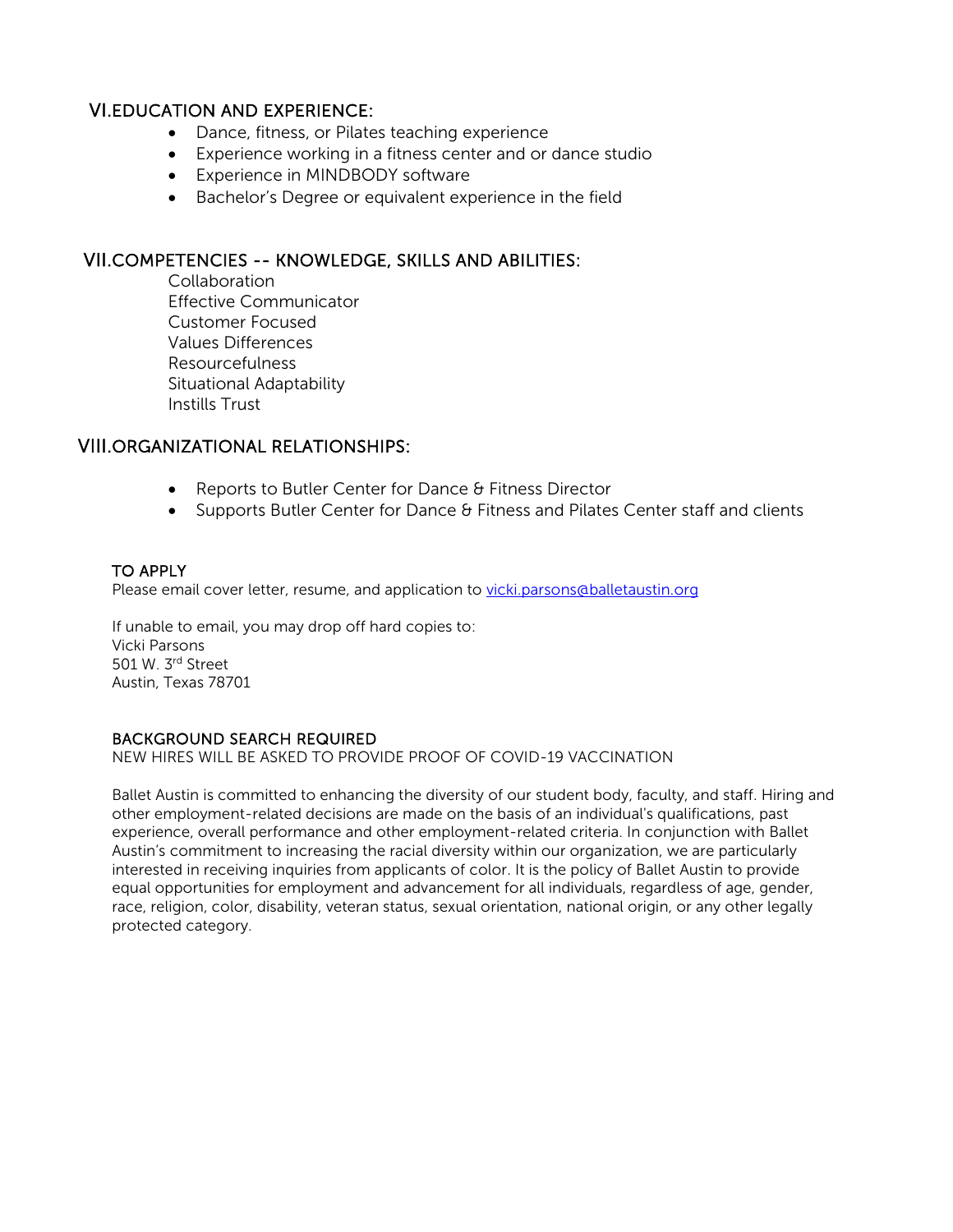## VI. EDUCATION AND EXPERIENCE:

- Dance, fitness, or Pilates teaching experience
- Experience working in a fitness center and or dance studio
- Experience in MINDBODY software
- Bachelor's Degree or equivalent experience in the field

## VII. COMPETENCIES -- KNOWLEDGE, SKILLS AND ABILITIES:

Collaboration
Effective Communicator
Customer Focused
Values Differences
Resourcefulness
Situational Adaptability
Instills Trust

## VIII. ORGANIZATIONAL RELATIONSHIPS:

- Reports to Butler Center for Dance & Fitness Director
- Supports Butler Center for Dance & Fitness and Pilates Center staff and clients

### TO APPLY

Please email cover letter, resume, and application to vicki.parsons@balletaustin.org

If unable to email, you may drop off hard copies to:
Vicki Parsons
501 W. 3rd Street
Austin, Texas 78701

### BACKGROUND SEARCH REQUIRED

NEW HIRES WILL BE ASKED TO PROVIDE PROOF OF COVID-19 VACCINATION

Ballet Austin is committed to enhancing the diversity of our student body, faculty, and staff. Hiring and other employment-related decisions are made on the basis of an individual's qualifications, past experience, overall performance and other employment-related criteria. In conjunction with Ballet Austin's commitment to increasing the racial diversity within our organization, we are particularly interested in receiving inquiries from applicants of color. It is the policy of Ballet Austin to provide equal opportunities for employment and advancement for all individuals, regardless of age, gender, race, religion, color, disability, veteran status, sexual orientation, national origin, or any other legally protected category.